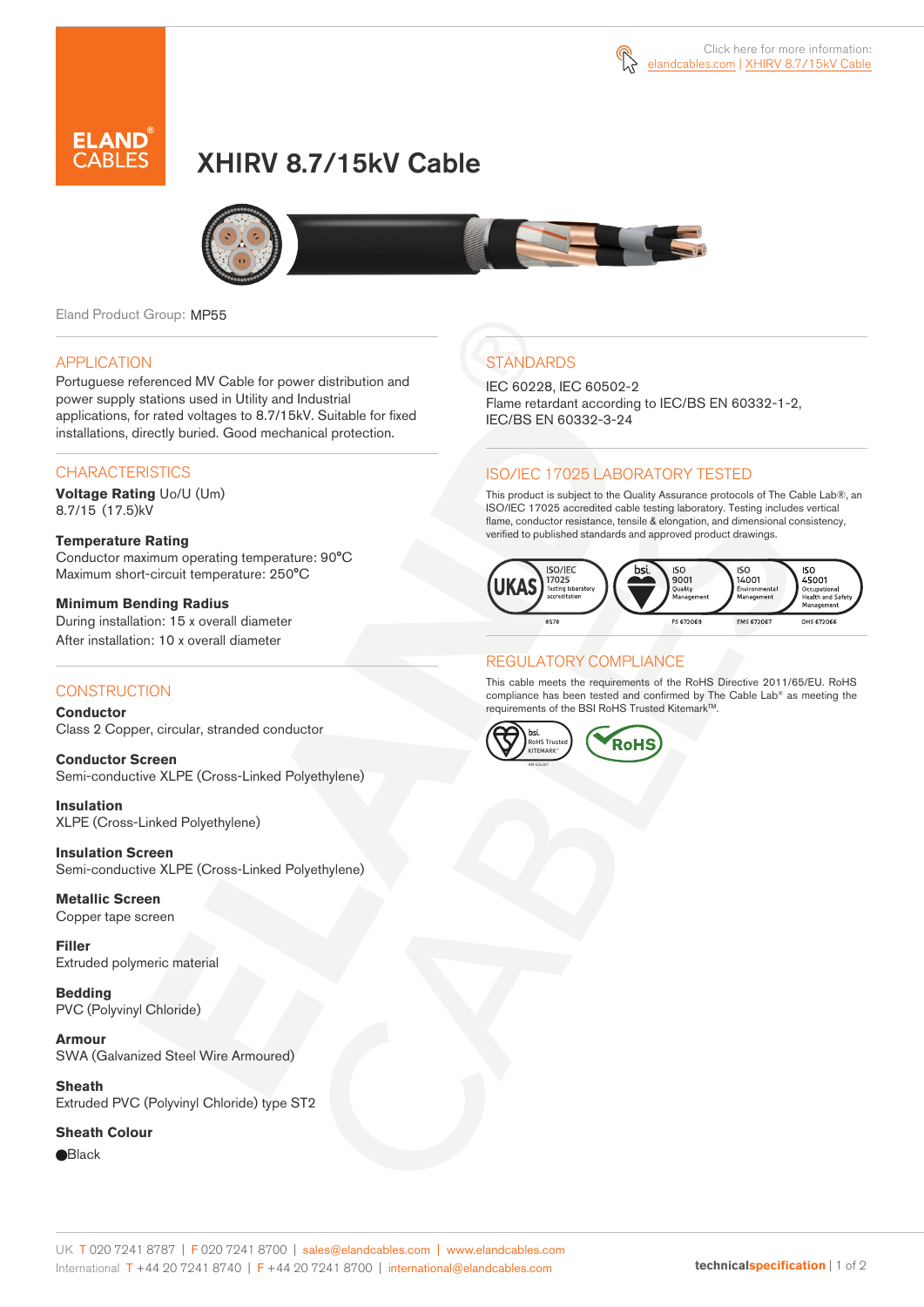Click here for more information: elandcables.com | XHIRV 8.7/15kV Cable

# XHIRV 8.7/15kV Cable

Eland Product Group: MP55

## APPLICATION

Portuguese referenced MV Cable for power distribution and power supply stations used in Utility and Industrial applications, for rated voltages to 8.7/15kV. Suitable for fixed installations, directly buried. Good mechanical protection.

## CHARACTERISTICS

**Voltage Rating** Uo/U (Um)
8.7/15 (17.5)kV

**Temperature Rating**
Conductor maximum operating temperature: 90°C
Maximum short-circuit temperature: 250°C

**Minimum Bending Radius**
During installation: 15 x overall diameter
After installation: 10 x overall diameter

## CONSTRUCTION

**Conductor**
Class 2 Copper, circular, stranded conductor

**Conductor Screen**
Semi-conductive XLPE (Cross-Linked Polyethylene)

**Insulation**
XLPE (Cross-Linked Polyethylene)

**Insulation Screen**
Semi-conductive XLPE (Cross-Linked Polyethylene)

**Metallic Screen**
Copper tape screen

**Filler**
Extruded polymeric material

**Bedding**
PVC (Polyvinyl Chloride)

**Armour**
SWA (Galvanized Steel Wire Armoured)

**Sheath**
Extruded PVC (Polyvinyl Chloride) type ST2

**Sheath Colour**
⬤Black

## STANDARDS

IEC 60228, IEC 60502-2
Flame retardant according to IEC/BS EN 60332-1-2, IEC/BS EN 60332-3-24

## ISO/IEC 17025 LABORATORY TESTED

This product is subject to the Quality Assurance protocols of The Cable Lab®, an ISO/IEC 17025 accredited cable testing laboratory. Testing includes vertical flame, conductor resistance, tensile & elongation, and dimensional consistency, verified to published standards and approved product drawings.

UKAS ISO/IEC 17025 Testing laboratory accreditation 8578 | bsi. ISO 9001 Quality Management FS 672069 | ISO 14001 Environmental Management EMS 672067 | ISO 45001 Occupational Health and Safety Management OHS 672066

## REGULATORY COMPLIANCE

This cable meets the requirements of the RoHS Directive 2011/65/EU. RoHS compliance has been tested and confirmed by The Cable Lab® as meeting the requirements of the BSI RoHS Trusted Kitemark™.

bsi. RoHS Trusted KITEMARK™ | RoHS

UK T 020 7241 8787 | F 020 7241 8700 | sales@elandcables.com | www.elandcables.com
International T +44 20 7241 8740 | F +44 20 7241 8700 | international@elandcables.com

technicalspecification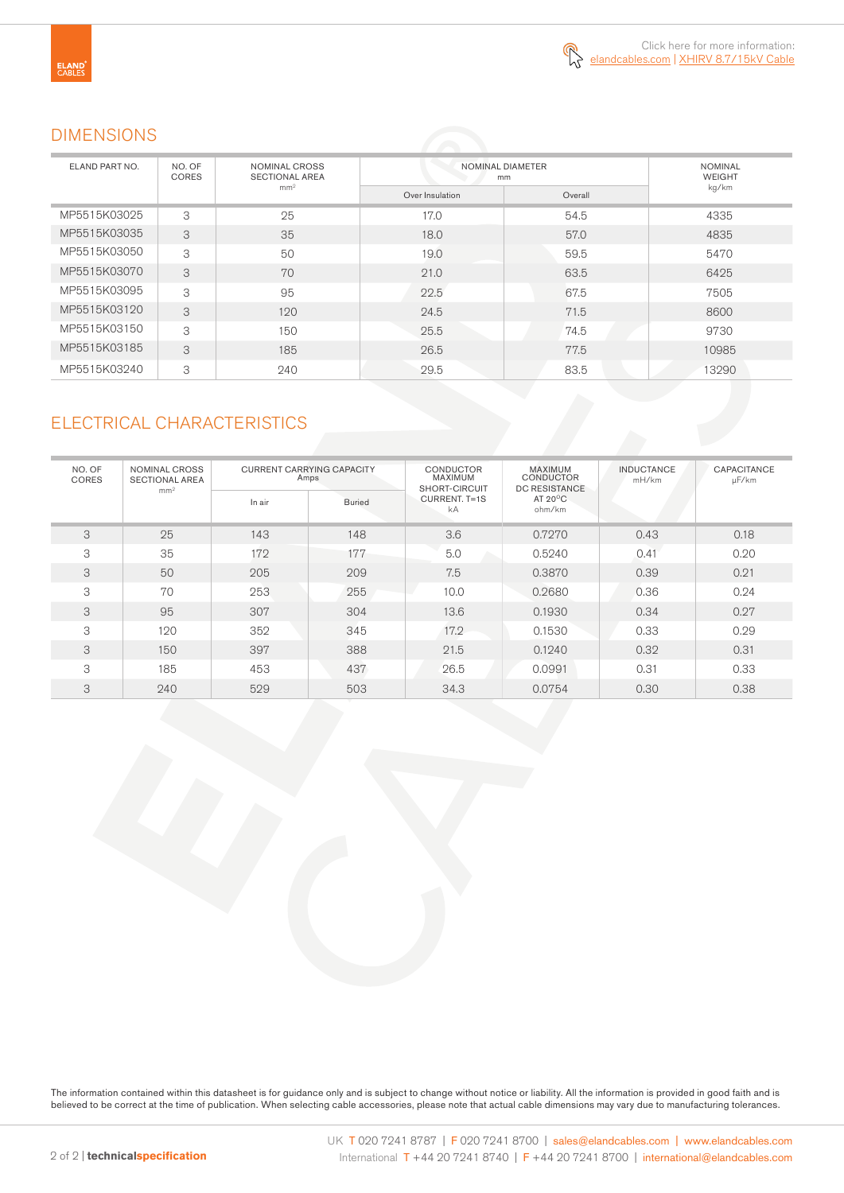Click here for more information: elandcables.com | XHIRV 8.7/15kV Cable

## DIMENSIONS

| ELAND PART NO. | NO. OF CORES | NOMINAL CROSS SECTIONAL AREA mm² | NOMINAL DIAMETER mm | | NOMINAL WEIGHT kg/km |
|---|---|---|---|---|---|
| | | | Over Insulation | Overall | |
| MP5515K03025 | 3 | 25 | 17.0 | 54.5 | 4335 |
| MP5515K03035 | 3 | 35 | 18.0 | 57.0 | 4835 |
| MP5515K03050 | 3 | 50 | 19.0 | 59.5 | 5470 |
| MP5515K03070 | 3 | 70 | 21.0 | 63.5 | 6425 |
| MP5515K03095 | 3 | 95 | 22.5 | 67.5 | 7505 |
| MP5515K03120 | 3 | 120 | 24.5 | 71.5 | 8600 |
| MP5515K03150 | 3 | 150 | 25.5 | 74.5 | 9730 |
| MP5515K03185 | 3 | 185 | 26.5 | 77.5 | 10985 |
| MP5515K03240 | 3 | 240 | 29.5 | 83.5 | 13290 |

## ELECTRICAL CHARACTERISTICS

| NO. OF CORES | NOMINAL CROSS SECTIONAL AREA mm² | CURRENT CARRYING CAPACITY Amps | | CONDUCTOR MAXIMUM SHORT-CIRCUIT CURRENT. T=1S kA | MAXIMUM CONDUCTOR DC RESISTANCE AT 20°C ohm/km | INDUCTANCE mH/km | CAPACITANCE µF/km |
|---|---|---|---|---|---|---|---|
| | | In air | Buried | | | | |
| 3 | 25 | 143 | 148 | 3.6 | 0.7270 | 0.43 | 0.18 |
| 3 | 35 | 172 | 177 | 5.0 | 0.5240 | 0.41 | 0.20 |
| 3 | 50 | 205 | 209 | 7.5 | 0.3870 | 0.39 | 0.21 |
| 3 | 70 | 253 | 255 | 10.0 | 0.2680 | 0.36 | 0.24 |
| 3 | 95 | 307 | 304 | 13.6 | 0.1930 | 0.34 | 0.27 |
| 3 | 120 | 352 | 345 | 17.2 | 0.1530 | 0.33 | 0.29 |
| 3 | 150 | 397 | 388 | 21.5 | 0.1240 | 0.32 | 0.31 |
| 3 | 185 | 453 | 437 | 26.5 | 0.0991 | 0.31 | 0.33 |
| 3 | 240 | 529 | 503 | 34.3 | 0.0754 | 0.30 | 0.38 |

The information contained within this datasheet is for guidance only and is subject to change without notice or liability. All the information is provided in good faith and is believed to be correct at the time of publication. When selecting cable accessories, please note that actual cable dimensions may vary due to manufacturing tolerances.

UK T 020 7241 8787 | F 020 7241 8700 | sales@elandcables.com | www.elandcables.com
International T +44 20 7241 8740 | F +44 20 7241 8700 | international@elandcables.com